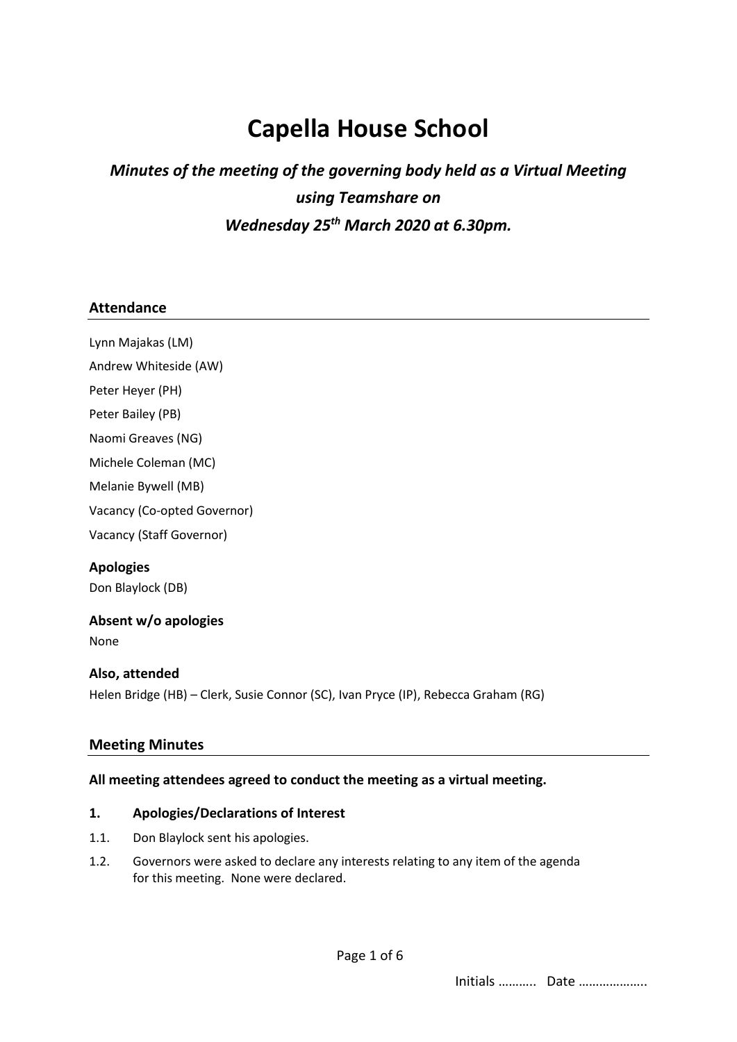# Capella House School

## *Minutes of the meeting of the governing body held as a Virtual Meeting using Teamshare on Wednesday 25th March 2020 at 6.30pm.*

### Attendance

Lynn Majakas (LM)

Andrew Whiteside (AW)

Peter Heyer (PH)

Peter Bailey (PB)

Naomi Greaves (NG)

Michele Coleman (MC)

Melanie Bywell (MB)

Vacancy (Co-opted Governor)

Vacancy (Staff Governor)

**Apologies**

Don Blaylock (DB)

**Absent w/o apologies**

None

**Also, attended**

Helen Bridge (HB) – Clerk, Susie Connor (SC), Ivan Pryce (IP), Rebecca Graham (RG)

### Meeting Minutes

**All meeting attendees agreed to conduct the meeting as a virtual meeting.**

**1. Apologies/Declarations of Interest**

1.1. Don Blaylock sent his apologies.

1.2. Governors were asked to declare any interests relating to any item of the agenda for this meeting. None were declared.

Initials ……….. Date ……………….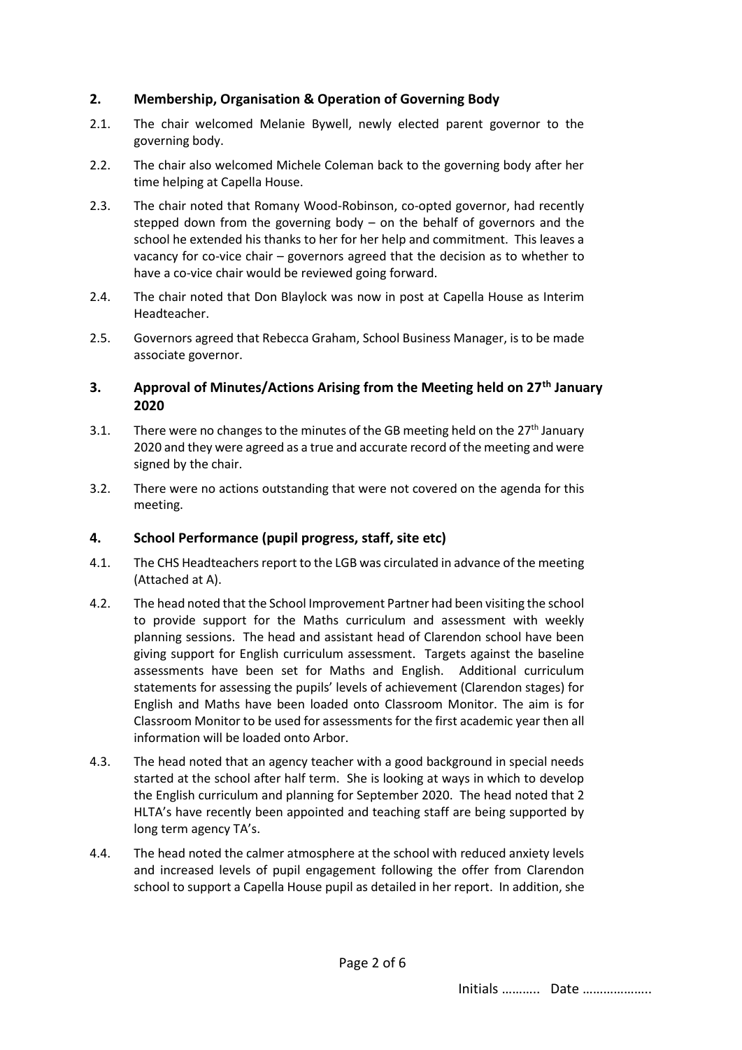## 2. Membership, Organisation & Operation of Governing Body

2.1. The chair welcomed Melanie Bywell, newly elected parent governor to the governing body.

2.2. The chair also welcomed Michele Coleman back to the governing body after her time helping at Capella House.

2.3. The chair noted that Romany Wood-Robinson, co-opted governor, had recently stepped down from the governing body – on the behalf of governors and the school he extended his thanks to her for her help and commitment. This leaves a vacancy for co-vice chair – governors agreed that the decision as to whether to have a co-vice chair would be reviewed going forward.

2.4. The chair noted that Don Blaylock was now in post at Capella House as Interim Headteacher.

2.5. Governors agreed that Rebecca Graham, School Business Manager, is to be made associate governor.

## 3. Approval of Minutes/Actions Arising from the Meeting held on 27th January 2020

3.1. There were no changes to the minutes of the GB meeting held on the 27th January 2020 and they were agreed as a true and accurate record of the meeting and were signed by the chair.

3.2. There were no actions outstanding that were not covered on the agenda for this meeting.

## 4. School Performance (pupil progress, staff, site etc)

4.1. The CHS Headteachers report to the LGB was circulated in advance of the meeting (Attached at A).

4.2. The head noted that the School Improvement Partner had been visiting the school to provide support for the Maths curriculum and assessment with weekly planning sessions. The head and assistant head of Clarendon school have been giving support for English curriculum assessment. Targets against the baseline assessments have been set for Maths and English. Additional curriculum statements for assessing the pupils' levels of achievement (Clarendon stages) for English and Maths have been loaded onto Classroom Monitor. The aim is for Classroom Monitor to be used for assessments for the first academic year then all information will be loaded onto Arbor.

4.3. The head noted that an agency teacher with a good background in special needs started at the school after half term. She is looking at ways in which to develop the English curriculum and planning for September 2020. The head noted that 2 HLTA's have recently been appointed and teaching staff are being supported by long term agency TA's.

4.4. The head noted the calmer atmosphere at the school with reduced anxiety levels and increased levels of pupil engagement following the offer from Clarendon school to support a Capella House pupil as detailed in her report. In addition, she

Initials ……….. Date ……………….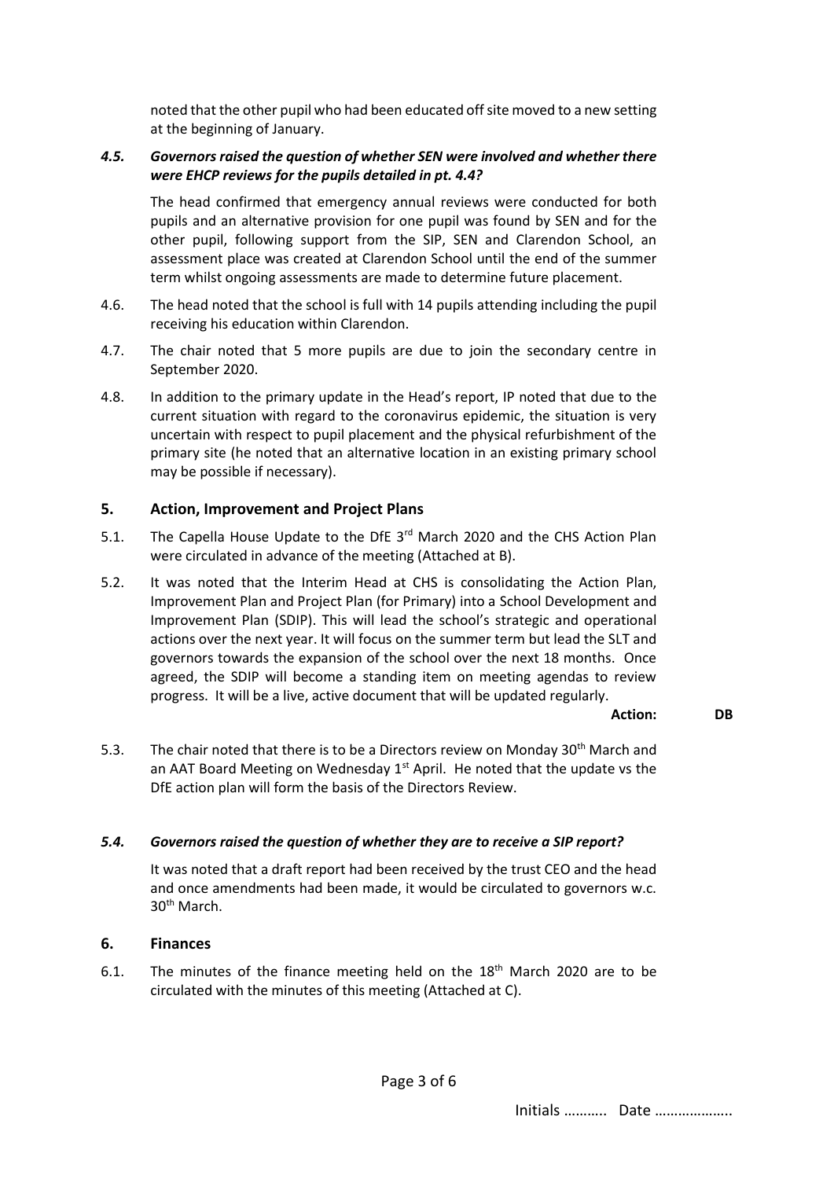noted that the other pupil who had been educated off site moved to a new setting at the beginning of January.

***4.5. Governors raised the question of whether SEN were involved and whether there were EHCP reviews for the pupils detailed in pt. 4.4?***

The head confirmed that emergency annual reviews were conducted for both pupils and an alternative provision for one pupil was found by SEN and for the other pupil, following support from the SIP, SEN and Clarendon School, an assessment place was created at Clarendon School until the end of the summer term whilst ongoing assessments are made to determine future placement.

4.6. The head noted that the school is full with 14 pupils attending including the pupil receiving his education within Clarendon.

4.7. The chair noted that 5 more pupils are due to join the secondary centre in September 2020.

4.8. In addition to the primary update in the Head's report, IP noted that due to the current situation with regard to the coronavirus epidemic, the situation is very uncertain with respect to pupil placement and the physical refurbishment of the primary site (he noted that an alternative location in an existing primary school may be possible if necessary).

## 5. Action, Improvement and Project Plans

5.1. The Capella House Update to the DfE 3rd March 2020 and the CHS Action Plan were circulated in advance of the meeting (Attached at B).

5.2. It was noted that the Interim Head at CHS is consolidating the Action Plan, Improvement Plan and Project Plan (for Primary) into a School Development and Improvement Plan (SDIP). This will lead the school's strategic and operational actions over the next year. It will focus on the summer term but lead the SLT and governors towards the expansion of the school over the next 18 months. Once agreed, the SDIP will become a standing item on meeting agendas to review progress. It will be a live, active document that will be updated regularly.

**Action: DB**

5.3. The chair noted that there is to be a Directors review on Monday 30th March and an AAT Board Meeting on Wednesday 1st April. He noted that the update vs the DfE action plan will form the basis of the Directors Review.

***5.4. Governors raised the question of whether they are to receive a SIP report?***

It was noted that a draft report had been received by the trust CEO and the head and once amendments had been made, it would be circulated to governors w.c. 30th March.

## 6. Finances

6.1. The minutes of the finance meeting held on the 18th March 2020 are to be circulated with the minutes of this meeting (Attached at C).

Initials ……….. Date ……………….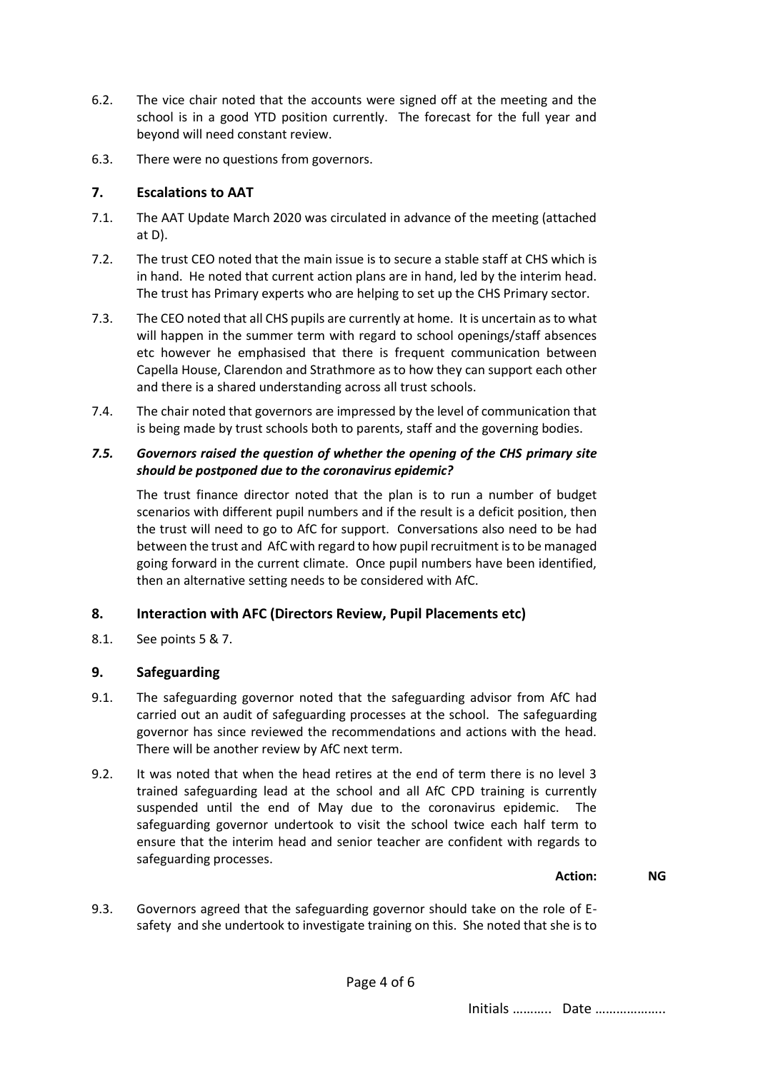6.2. The vice chair noted that the accounts were signed off at the meeting and the school is in a good YTD position currently. The forecast for the full year and beyond will need constant review.

6.3. There were no questions from governors.

## 7. Escalations to AAT

7.1. The AAT Update March 2020 was circulated in advance of the meeting (attached at D).

7.2. The trust CEO noted that the main issue is to secure a stable staff at CHS which is in hand. He noted that current action plans are in hand, led by the interim head. The trust has Primary experts who are helping to set up the CHS Primary sector.

7.3. The CEO noted that all CHS pupils are currently at home. It is uncertain as to what will happen in the summer term with regard to school openings/staff absences etc however he emphasised that there is frequent communication between Capella House, Clarendon and Strathmore as to how they can support each other and there is a shared understanding across all trust schools.

7.4. The chair noted that governors are impressed by the level of communication that is being made by trust schools both to parents, staff and the governing bodies.

***7.5. Governors raised the question of whether the opening of the CHS primary site should be postponed due to the coronavirus epidemic?***

The trust finance director noted that the plan is to run a number of budget scenarios with different pupil numbers and if the result is a deficit position, then the trust will need to go to AfC for support. Conversations also need to be had between the trust and AfC with regard to how pupil recruitment is to be managed going forward in the current climate. Once pupil numbers have been identified, then an alternative setting needs to be considered with AfC.

## 8. Interaction with AFC (Directors Review, Pupil Placements etc)

8.1. See points 5 & 7.

## 9. Safeguarding

9.1. The safeguarding governor noted that the safeguarding advisor from AfC had carried out an audit of safeguarding processes at the school. The safeguarding governor has since reviewed the recommendations and actions with the head. There will be another review by AfC next term.

9.2. It was noted that when the head retires at the end of term there is no level 3 trained safeguarding lead at the school and all AfC CPD training is currently suspended until the end of May due to the coronavirus epidemic. The safeguarding governor undertook to visit the school twice each half term to ensure that the interim head and senior teacher are confident with regards to safeguarding processes.

**Action: NG**

9.3. Governors agreed that the safeguarding governor should take on the role of E-safety and she undertook to investigate training on this. She noted that she is to

Initials ……….. Date ……………….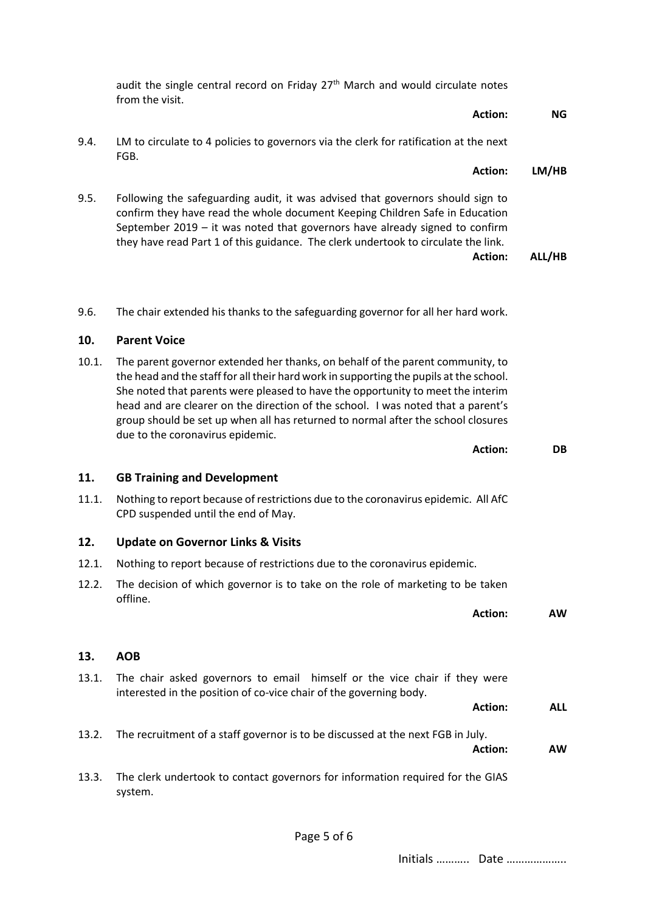audit the single central record on Friday 27th March and would circulate notes from the visit.

**Action:** **NG**

9.4. LM to circulate to 4 policies to governors via the clerk for ratification at the next FGB.

**Action:** **LM/HB**

9.5. Following the safeguarding audit, it was advised that governors should sign to confirm they have read the whole document Keeping Children Safe in Education September 2019 – it was noted that governors have already signed to confirm they have read Part 1 of this guidance. The clerk undertook to circulate the link.

**Action:** **ALL/HB**

9.6. The chair extended his thanks to the safeguarding governor for all her hard work.

## 10. Parent Voice

10.1. The parent governor extended her thanks, on behalf of the parent community, to the head and the staff for all their hard work in supporting the pupils at the school. She noted that parents were pleased to have the opportunity to meet the interim head and are clearer on the direction of the school. I was noted that a parent's group should be set up when all has returned to normal after the school closures due to the coronavirus epidemic.

**Action:** **DB**

## 11. GB Training and Development

11.1. Nothing to report because of restrictions due to the coronavirus epidemic. All AfC CPD suspended until the end of May.

## 12. Update on Governor Links & Visits

12.1. Nothing to report because of restrictions due to the coronavirus epidemic.

12.2. The decision of which governor is to take on the role of marketing to be taken offline.

**Action:** **AW**

## 13. AOB

13.1. The chair asked governors to email himself or the vice chair if they were interested in the position of co-vice chair of the governing body.

**Action:** **ALL**

13.2. The recruitment of a staff governor is to be discussed at the next FGB in July.

**Action:** **AW**

13.3. The clerk undertook to contact governors for information required for the GIAS system.

Initials ……….. Date ……………….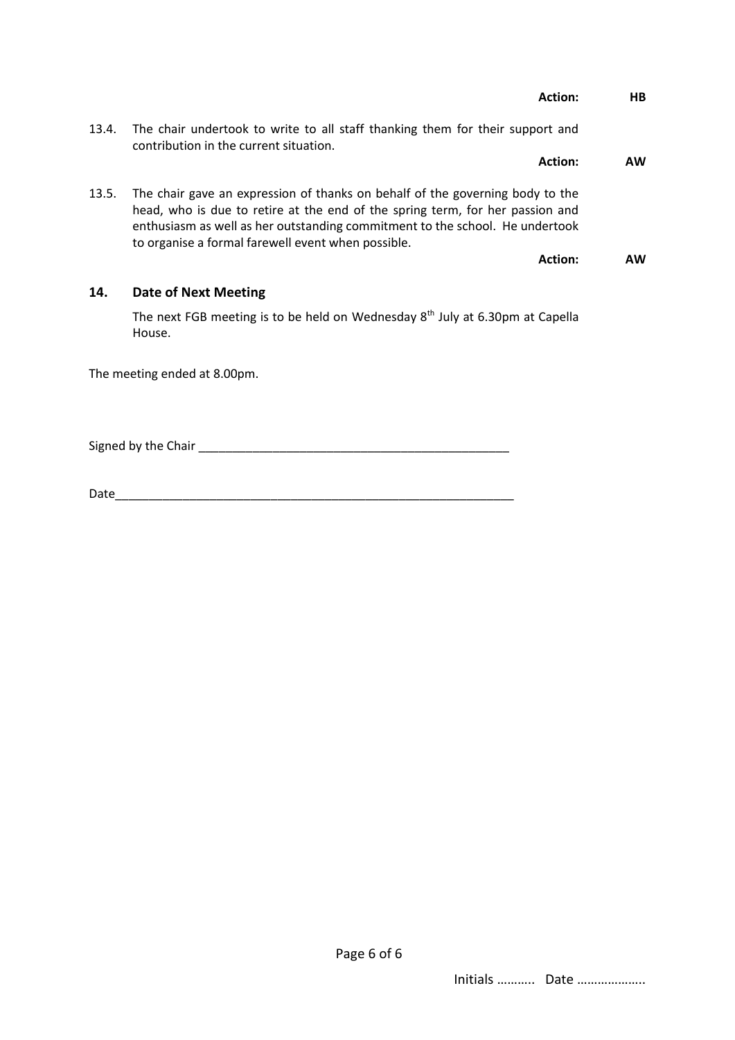**Action: HB**

13.4. The chair undertook to write to all staff thanking them for their support and contribution in the current situation.

**Action: AW**

13.5. The chair gave an expression of thanks on behalf of the governing body to the head, who is due to retire at the end of the spring term, for her passion and enthusiasm as well as her outstanding commitment to the school. He undertook to organise a formal farewell event when possible.

**Action: AW**

## 14. Date of Next Meeting

The next FGB meeting is to be held on Wednesday 8th July at 6.30pm at Capella House.

The meeting ended at 8.00pm.

Signed by the Chair _______________________________________________

Date____________________________________________________________

Initials ……….. Date ………………..